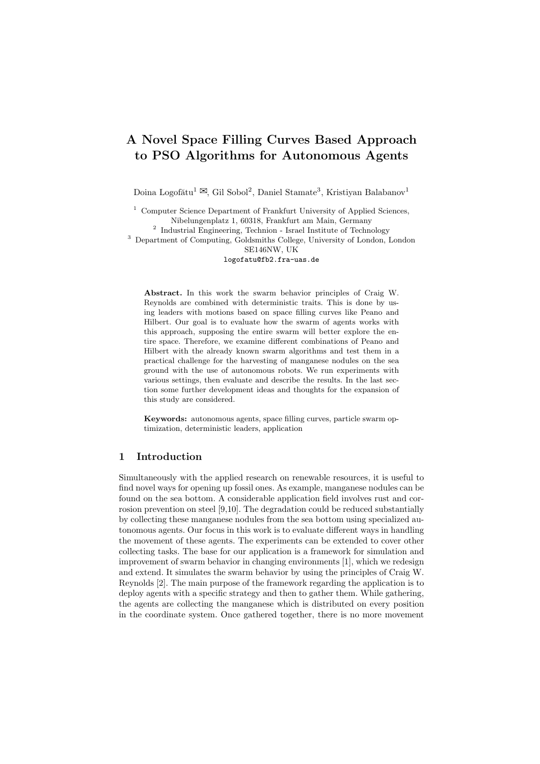# A Novel Space Filling Curves Based Approach to PSO Algorithms for Autonomous Agents

Doina Logofătu[1] ✉, Gil Sobol[2], Daniel Stamate[3], Kristiyan Balabanov[1]

[1] Computer Science Department of Frankfurt University of Applied Sciences, Nibelungenplatz 1, 60318, Frankfurt am Main, Germany
[2] Industrial Engineering, Technion - Israel Institute of Technology
[3] Department of Computing, Goldsmiths College, University of London, London SE146NW, UK
logofatu@fb2.fra-uas.de

**Abstract.** In this work the swarm behavior principles of Craig W. Reynolds are combined with deterministic traits. This is done by using leaders with motions based on space filling curves like Peano and Hilbert. Our goal is to evaluate how the swarm of agents works with this approach, supposing the entire swarm will better explore the entire space. Therefore, we examine different combinations of Peano and Hilbert with the already known swarm algorithms and test them in a practical challenge for the harvesting of manganese nodules on the sea ground with the use of autonomous robots. We run experiments with various settings, then evaluate and describe the results. In the last section some further development ideas and thoughts for the expansion of this study are considered.

**Keywords:** autonomous agents, space filling curves, particle swarm optimization, deterministic leaders, application

## 1 Introduction

Simultaneously with the applied research on renewable resources, it is useful to find novel ways for opening up fossil ones. As example, manganese nodules can be found on the sea bottom. A considerable application field involves rust and corrosion prevention on steel [9,10]. The degradation could be reduced substantially by collecting these manganese nodules from the sea bottom using specialized autonomous agents. Our focus in this work is to evaluate different ways in handling the movement of these agents. The experiments can be extended to cover other collecting tasks. The base for our application is a framework for simulation and improvement of swarm behavior in changing environments [1], which we redesign and extend. It simulates the swarm behavior by using the principles of Craig W. Reynolds [2]. The main purpose of the framework regarding the application is to deploy agents with a specific strategy and then to gather them. While gathering, the agents are collecting the manganese which is distributed on every position in the coordinate system. Once gathered together, there is no more movement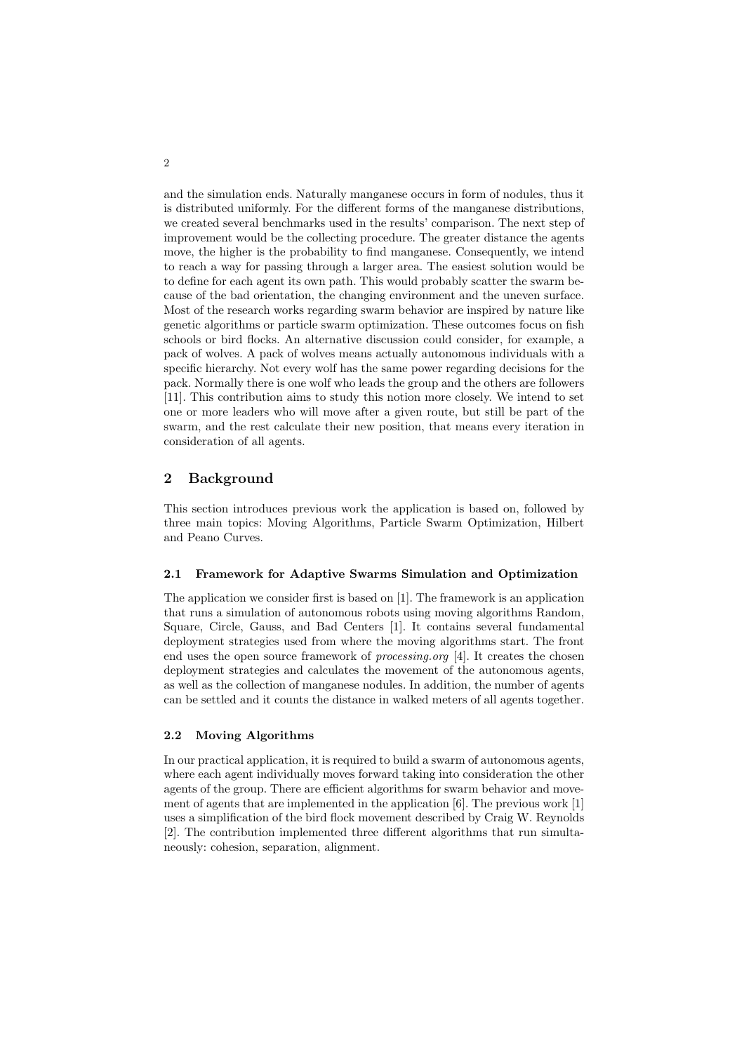and the simulation ends. Naturally manganese occurs in form of nodules, thus it is distributed uniformly. For the different forms of the manganese distributions, we created several benchmarks used in the results' comparison. The next step of improvement would be the collecting procedure. The greater distance the agents move, the higher is the probability to find manganese. Consequently, we intend to reach a way for passing through a larger area. The easiest solution would be to define for each agent its own path. This would probably scatter the swarm because of the bad orientation, the changing environment and the uneven surface. Most of the research works regarding swarm behavior are inspired by nature like genetic algorithms or particle swarm optimization. These outcomes focus on fish schools or bird flocks. An alternative discussion could consider, for example, a pack of wolves. A pack of wolves means actually autonomous individuals with a specific hierarchy. Not every wolf has the same power regarding decisions for the pack. Normally there is one wolf who leads the group and the others are followers [11]. This contribution aims to study this notion more closely. We intend to set one or more leaders who will move after a given route, but still be part of the swarm, and the rest calculate their new position, that means every iteration in consideration of all agents.

## 2 Background

This section introduces previous work the application is based on, followed by three main topics: Moving Algorithms, Particle Swarm Optimization, Hilbert and Peano Curves.

### 2.1 Framework for Adaptive Swarms Simulation and Optimization

The application we consider first is based on [1]. The framework is an application that runs a simulation of autonomous robots using moving algorithms Random, Square, Circle, Gauss, and Bad Centers [1]. It contains several fundamental deployment strategies used from where the moving algorithms start. The front end uses the open source framework of *processing.org* [4]. It creates the chosen deployment strategies and calculates the movement of the autonomous agents, as well as the collection of manganese nodules. In addition, the number of agents can be settled and it counts the distance in walked meters of all agents together.

### 2.2 Moving Algorithms

In our practical application, it is required to build a swarm of autonomous agents, where each agent individually moves forward taking into consideration the other agents of the group. There are efficient algorithms for swarm behavior and movement of agents that are implemented in the application [6]. The previous work [1] uses a simplification of the bird flock movement described by Craig W. Reynolds [2]. The contribution implemented three different algorithms that run simultaneously: cohesion, separation, alignment.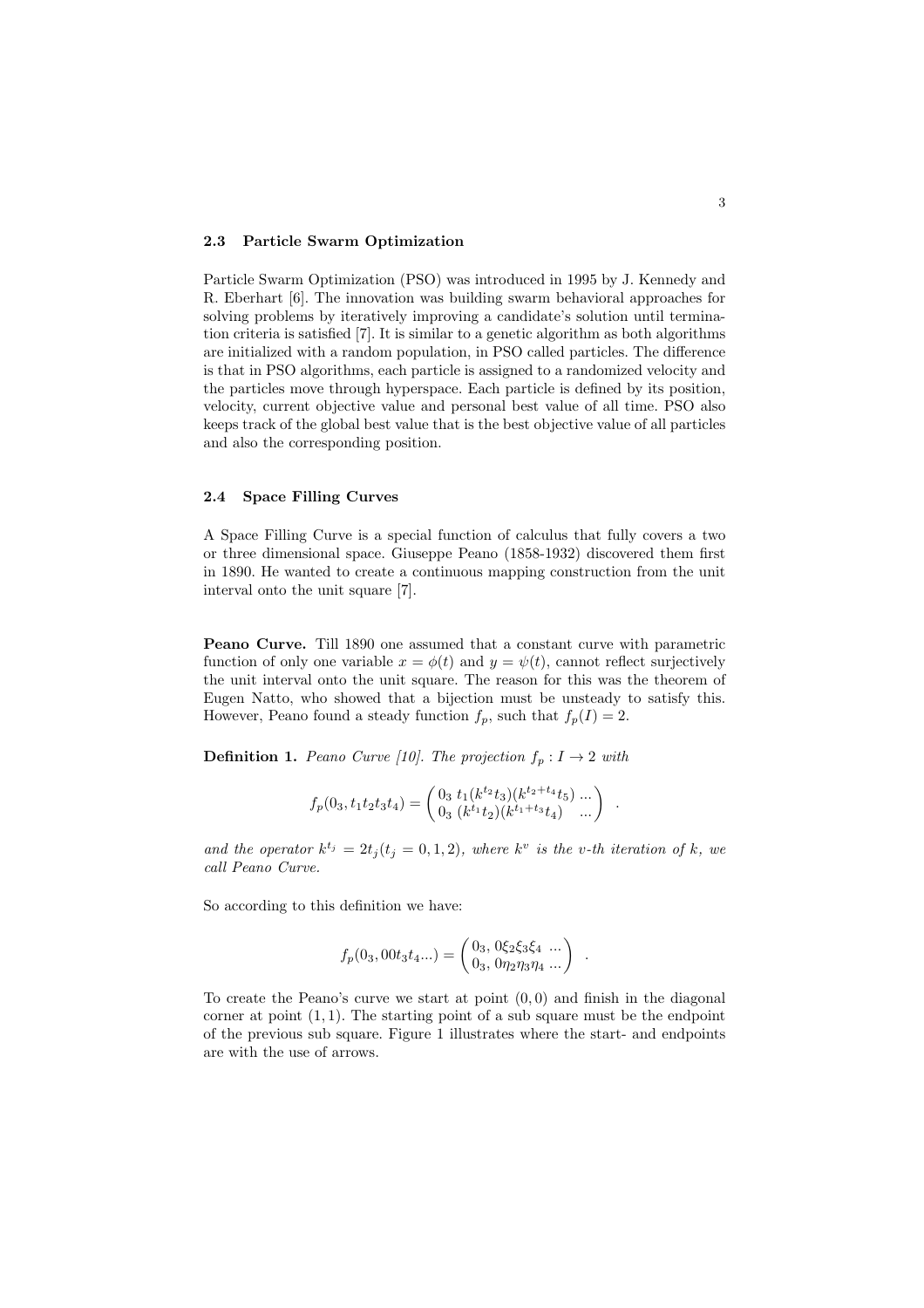### 2.3 Particle Swarm Optimization

Particle Swarm Optimization (PSO) was introduced in 1995 by J. Kennedy and R. Eberhart [6]. The innovation was building swarm behavioral approaches for solving problems by iteratively improving a candidate's solution until termination criteria is satisfied [7]. It is similar to a genetic algorithm as both algorithms are initialized with a random population, in PSO called particles. The difference is that in PSO algorithms, each particle is assigned to a randomized velocity and the particles move through hyperspace. Each particle is defined by its position, velocity, current objective value and personal best value of all time. PSO also keeps track of the global best value that is the best objective value of all particles and also the corresponding position.

### 2.4 Space Filling Curves

A Space Filling Curve is a special function of calculus that fully covers a two or three dimensional space. Giuseppe Peano (1858-1932) discovered them first in 1890. He wanted to create a continuous mapping construction from the unit interval onto the unit square [7].

**Peano Curve.** Till 1890 one assumed that a constant curve with parametric function of only one variable $x = \phi(t)$ and $y = \psi(t)$, cannot reflect surjectively the unit interval onto the unit square. The reason for this was the theorem of Eugen Natto, who showed that a bijection must be unsteady to satisfy this. However, Peano found a steady function $f_p$, such that $f_p(I) = 2$.

**Definition 1.** *Peano Curve [10]. The projection* $f_p : I \rightarrow 2$ *with*

$$f_p(0_3, t_1 t_2 t_3 t_4) = \begin{pmatrix} 0_3 \; t_1 (k^{t_2} t_3)(k^{t_2+t_4} t_5) \; ... \\ 0_3 \; (k^{t_1} t_2)(k^{t_1+t_3} t_4) \quad ... \end{pmatrix} \; .$$

*and the operator* $k^{t_j} = 2t_j (t_j = 0, 1, 2)$*, where* $k^v$ *is the* $v$*-th iteration of* $k$*, we call Peano Curve.*

So according to this definition we have:

$$f_p(0_3, 00t_3t_4...) = \begin{pmatrix} 0_3, \; 0\xi_2\xi_3\xi_4 \; ... \\ 0_3, \; 0\eta_2\eta_3\eta_4 \; ... \end{pmatrix} \; .$$

To create the Peano's curve we start at point $(0, 0)$ and finish in the diagonal corner at point $(1, 1)$. The starting point of a sub square must be the endpoint of the previous sub square. Figure 1 illustrates where the start- and endpoints are with the use of arrows.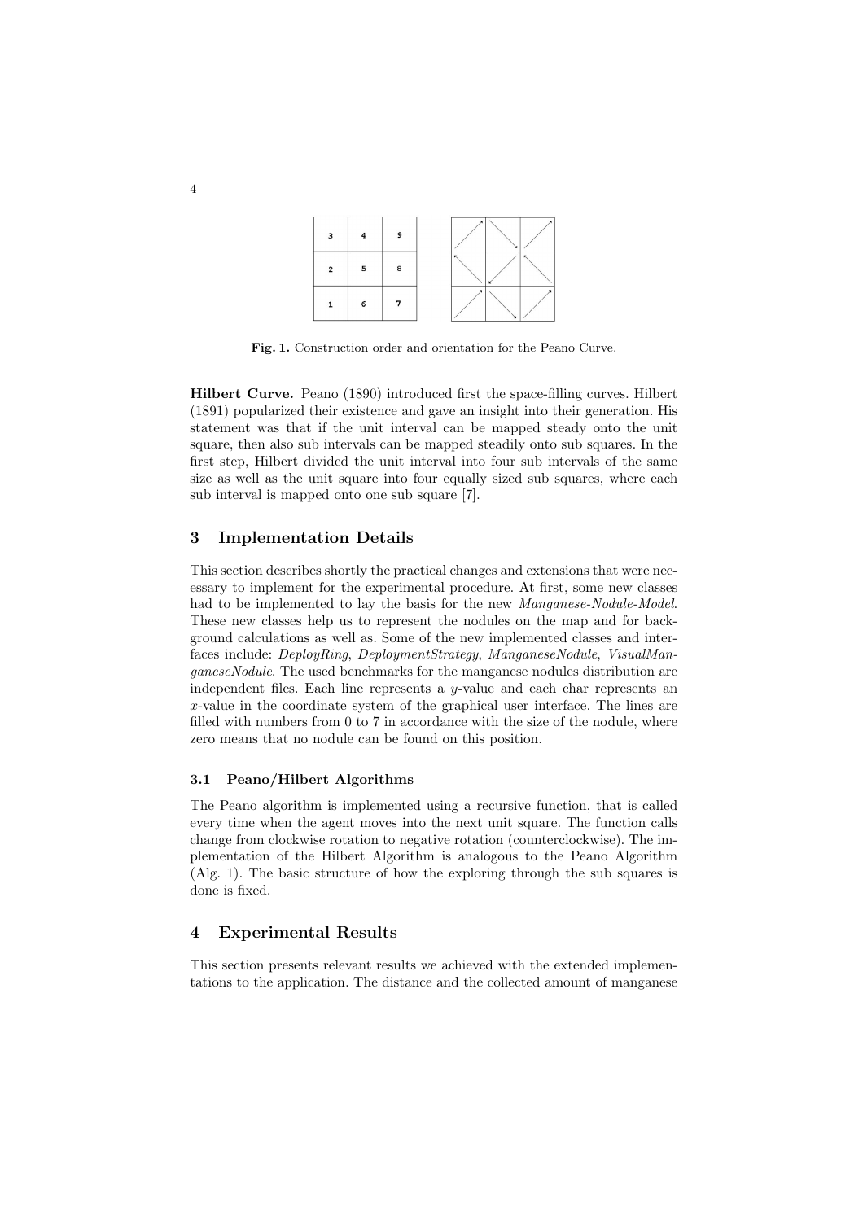| 3 | 4 | 9 |
|---|---|---|
| 2 | 5 | 8 |
| 1 | 6 | 7 |

**Fig. 1.** Construction order and orientation for the Peano Curve.

**Hilbert Curve.** Peano (1890) introduced first the space-filling curves. Hilbert (1891) popularized their existence and gave an insight into their generation. His statement was that if the unit interval can be mapped steady onto the unit square, then also sub intervals can be mapped steadily onto sub squares. In the first step, Hilbert divided the unit interval into four sub intervals of the same size as well as the unit square into four equally sized sub squares, where each sub interval is mapped onto one sub square [7].

## 3 Implementation Details

This section describes shortly the practical changes and extensions that were necessary to implement for the experimental procedure. At first, some new classes had to be implemented to lay the basis for the new *Manganese-Nodule-Model*. These new classes help us to represent the nodules on the map and for background calculations as well as. Some of the new implemented classes and interfaces include: *DeployRing*, *DeploymentStrategy*, *ManganeseNodule*, *VisualManganeseNodule*. The used benchmarks for the manganese nodules distribution are independent files. Each line represents a $y$-value and each char represents an $x$-value in the coordinate system of the graphical user interface. The lines are filled with numbers from 0 to 7 in accordance with the size of the nodule, where zero means that no nodule can be found on this position.

### 3.1 Peano/Hilbert Algorithms

The Peano algorithm is implemented using a recursive function, that is called every time when the agent moves into the next unit square. The function calls change from clockwise rotation to negative rotation (counterclockwise). The implementation of the Hilbert Algorithm is analogous to the Peano Algorithm (Alg. 1). The basic structure of how the exploring through the sub squares is done is fixed.

## 4 Experimental Results

This section presents relevant results we achieved with the extended implementations to the application. The distance and the collected amount of manganese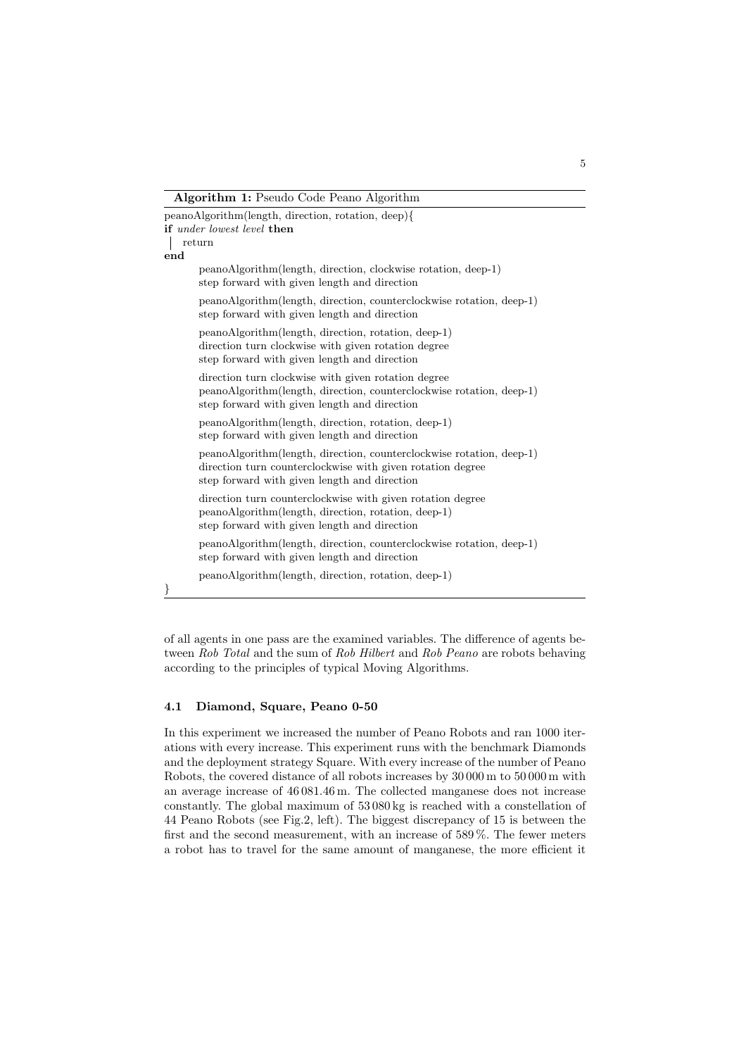**Algorithm 1:** Pseudo Code Peano Algorithm

```
peanoAlgorithm(length, direction, rotation, deep){
if under lowest level then
    return
end
    peanoAlgorithm(length, direction, clockwise rotation, deep-1)
    step forward with given length and direction

    peanoAlgorithm(length, direction, counterclockwise rotation, deep-1)
    step forward with given length and direction

    peanoAlgorithm(length, direction, rotation, deep-1)
    direction turn clockwise with given rotation degree
    step forward with given length and direction

    direction turn clockwise with given rotation degree
    peanoAlgorithm(length, direction, counterclockwise rotation, deep-1)
    step forward with given length and direction

    peanoAlgorithm(length, direction, rotation, deep-1)
    step forward with given length and direction

    peanoAlgorithm(length, direction, counterclockwise rotation, deep-1)
    direction turn counterclockwise with given rotation degree
    step forward with given length and direction

    direction turn counterclockwise with given rotation degree
    peanoAlgorithm(length, direction, rotation, deep-1)
    step forward with given length and direction

    peanoAlgorithm(length, direction, counterclockwise rotation, deep-1)
    step forward with given length and direction

    peanoAlgorithm(length, direction, rotation, deep-1)
}
```

of all agents in one pass are the examined variables. The difference of agents between *Rob Total* and the sum of *Rob Hilbert* and *Rob Peano* are robots behaving according to the principles of typical Moving Algorithms.

### 4.1 Diamond, Square, Peano 0-50

In this experiment we increased the number of Peano Robots and ran 1000 iterations with every increase. This experiment runs with the benchmark Diamonds and the deployment strategy Square. With every increase of the number of Peano Robots, the covered distance of all robots increases by 30 000 m to 50 000 m with an average increase of 46 081.46 m. The collected manganese does not increase constantly. The global maximum of 53 080 kg is reached with a constellation of 44 Peano Robots (see Fig.2, left). The biggest discrepancy of 15 is between the first and the second measurement, with an increase of 589 %. The fewer meters a robot has to travel for the same amount of manganese, the more efficient it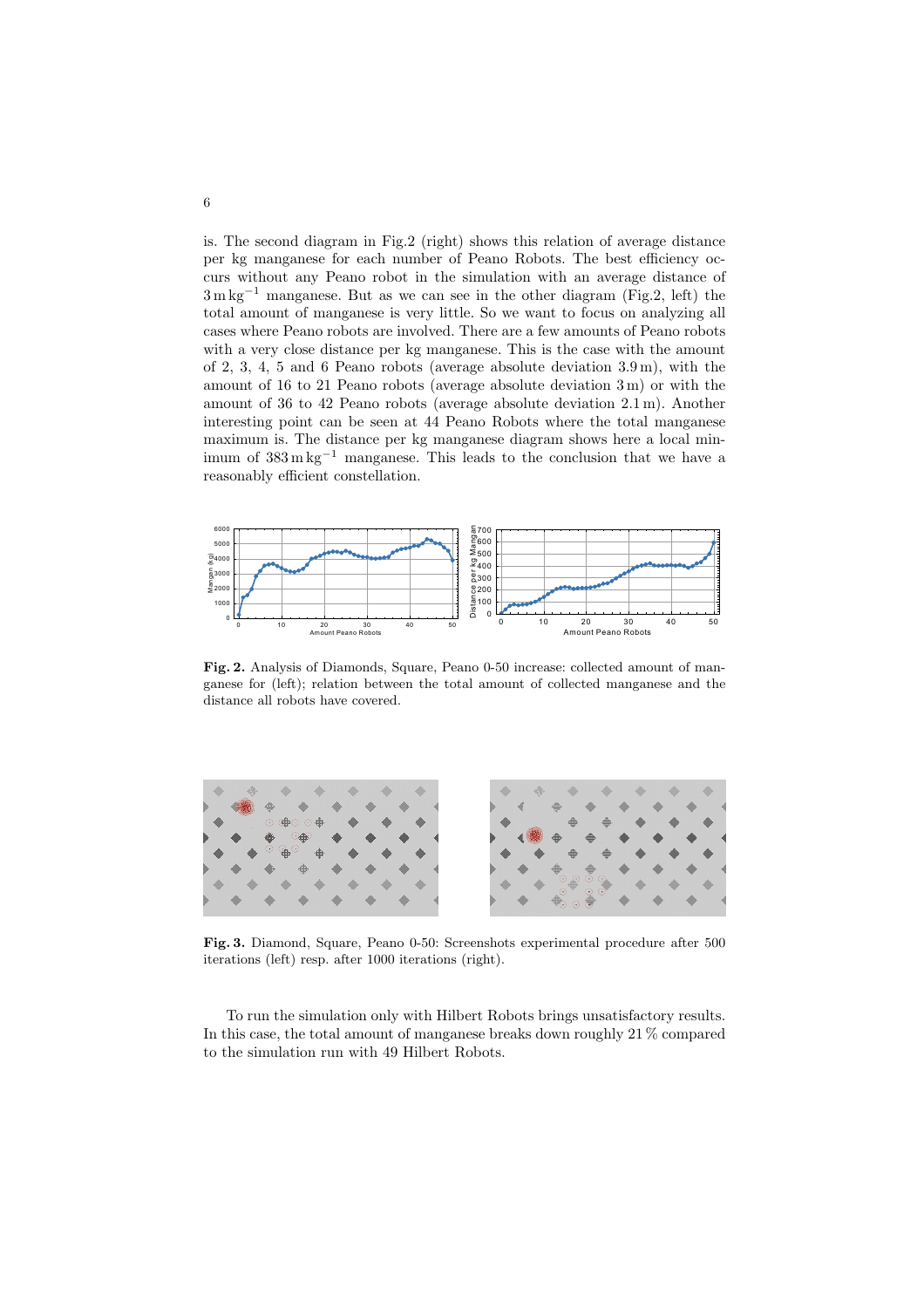is. The second diagram in Fig.2 (right) shows this relation of average distance per kg manganese for each number of Peano Robots. The best efficiency occurs without any Peano robot in the simulation with an average distance of $3\,\mathrm{m\,kg^{-1}}$ manganese. But as we can see in the other diagram (Fig.2, left) the total amount of manganese is very little. So we want to focus on analyzing all cases where Peano robots are involved. There are a few amounts of Peano robots with a very close distance per kg manganese. This is the case with the amount of 2, 3, 4, 5 and 6 Peano robots (average absolute deviation 3.9 m), with the amount of 16 to 21 Peano robots (average absolute deviation 3 m) or with the amount of 36 to 42 Peano robots (average absolute deviation 2.1 m). Another interesting point can be seen at 44 Peano Robots where the total manganese maximum is. The distance per kg manganese diagram shows here a local minimum of $383\,\mathrm{m\,kg^{-1}}$ manganese. This leads to the conclusion that we have a reasonably efficient constellation.

**Fig. 2.** Analysis of Diamonds, Square, Peano 0-50 increase: collected amount of manganese for (left); relation between the total amount of collected manganese and the distance all robots have covered.

**Fig. 3.** Diamond, Square, Peano 0-50: Screenshots experimental procedure after 500 iterations (left) resp. after 1000 iterations (right).

To run the simulation only with Hilbert Robots brings unsatisfactory results. In this case, the total amount of manganese breaks down roughly 21 % compared to the simulation run with 49 Hilbert Robots.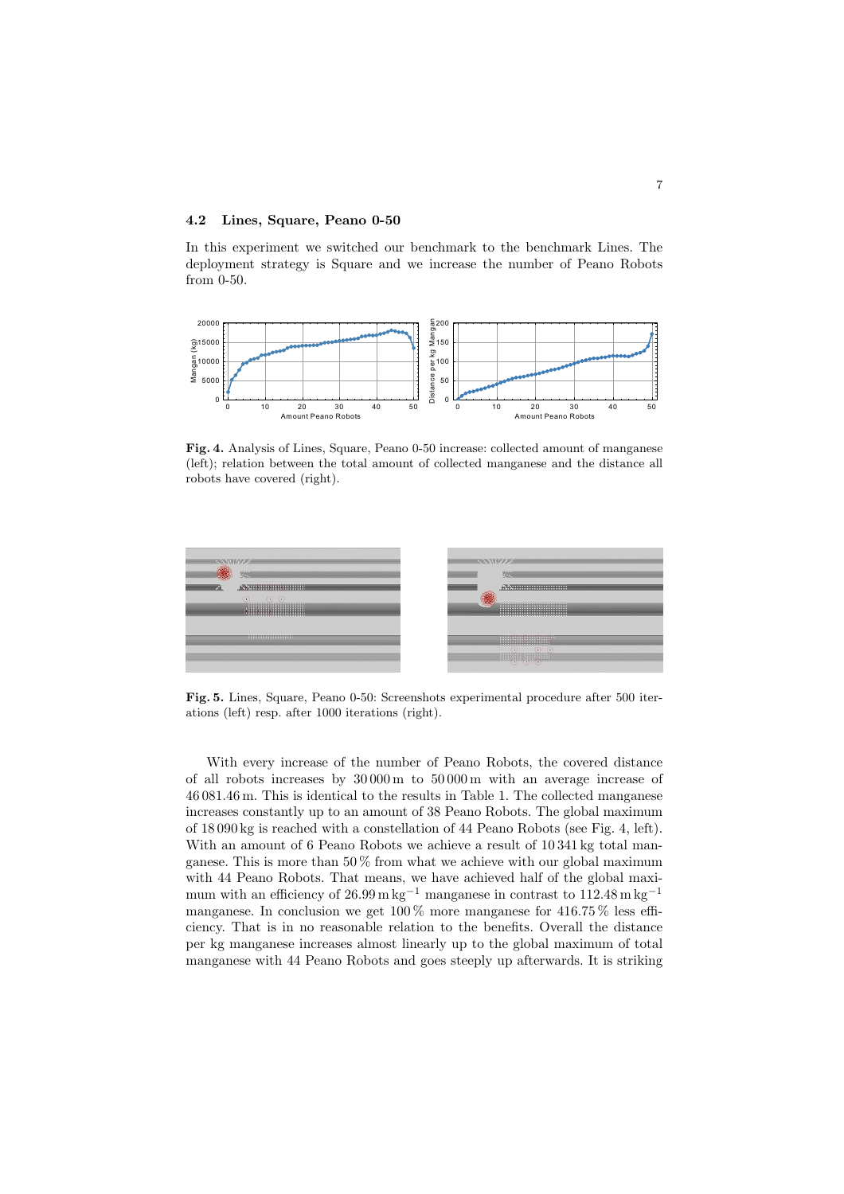### 4.2 Lines, Square, Peano 0-50

In this experiment we switched our benchmark to the benchmark Lines. The deployment strategy is Square and we increase the number of Peano Robots from 0-50.

**Fig. 4.** Analysis of Lines, Square, Peano 0-50 increase: collected amount of manganese (left); relation between the total amount of collected manganese and the distance all robots have covered (right).

**Fig. 5.** Lines, Square, Peano 0-50: Screenshots experimental procedure after 500 iterations (left) resp. after 1000 iterations (right).

With every increase of the number of Peano Robots, the covered distance of all robots increases by 30 000 m to 50 000 m with an average increase of 46 081.46 m. This is identical to the results in Table 1. The collected manganese increases constantly up to an amount of 38 Peano Robots. The global maximum of 18 090 kg is reached with a constellation of 44 Peano Robots (see Fig. 4, left). With an amount of 6 Peano Robots we achieve a result of 10 341 kg total manganese. This is more than 50 % from what we achieve with our global maximum with 44 Peano Robots. That means, we have achieved half of the global maximum with an efficiency of 26.99 $\mathrm{m\,kg^{-1}}$ manganese in contrast to 112.48 $\mathrm{m\,kg^{-1}}$ manganese. In conclusion we get 100 % more manganese for 416.75 % less efficiency. That is in no reasonable relation to the benefits. Overall the distance per kg manganese increases almost linearly up to the global maximum of total manganese with 44 Peano Robots and goes steeply up afterwards. It is striking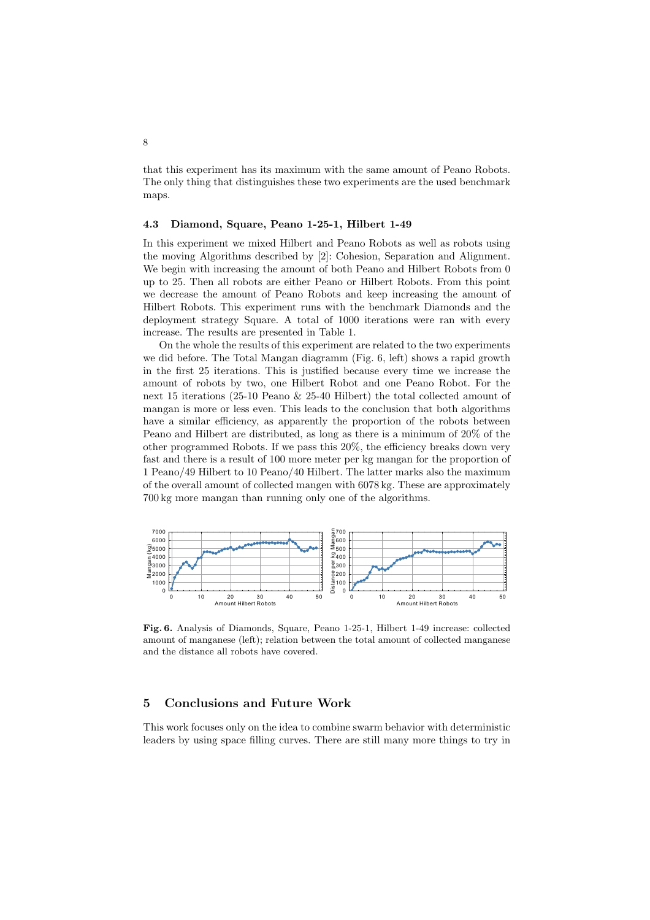that this experiment has its maximum with the same amount of Peano Robots. The only thing that distinguishes these two experiments are the used benchmark maps.

### 4.3 Diamond, Square, Peano 1-25-1, Hilbert 1-49

In this experiment we mixed Hilbert and Peano Robots as well as robots using the moving Algorithms described by [2]: Cohesion, Separation and Alignment. We begin with increasing the amount of both Peano and Hilbert Robots from 0 up to 25. Then all robots are either Peano or Hilbert Robots. From this point we decrease the amount of Peano Robots and keep increasing the amount of Hilbert Robots. This experiment runs with the benchmark Diamonds and the deployment strategy Square. A total of 1000 iterations were ran with every increase. The results are presented in Table 1.

On the whole the results of this experiment are related to the two experiments we did before. The Total Mangan diagramm (Fig. 6, left) shows a rapid growth in the first 25 iterations. This is justified because every time we increase the amount of robots by two, one Hilbert Robot and one Peano Robot. For the next 15 iterations (25-10 Peano & 25-40 Hilbert) the total collected amount of mangan is more or less even. This leads to the conclusion that both algorithms have a similar efficiency, as apparently the proportion of the robots between Peano and Hilbert are distributed, as long as there is a minimum of 20% of the other programmed Robots. If we pass this 20%, the efficiency breaks down very fast and there is a result of 100 more meter per kg mangan for the proportion of 1 Peano/49 Hilbert to 10 Peano/40 Hilbert. The latter marks also the maximum of the overall amount of collected mangen with 6078 kg. These are approximately 700 kg more mangan than running only one of the algorithms.

**Fig. 6.** Analysis of Diamonds, Square, Peano 1-25-1, Hilbert 1-49 increase: collected amount of manganese (left); relation between the total amount of collected manganese and the distance all robots have covered.

## 5 Conclusions and Future Work

This work focuses only on the idea to combine swarm behavior with deterministic leaders by using space filling curves. There are still many more things to try in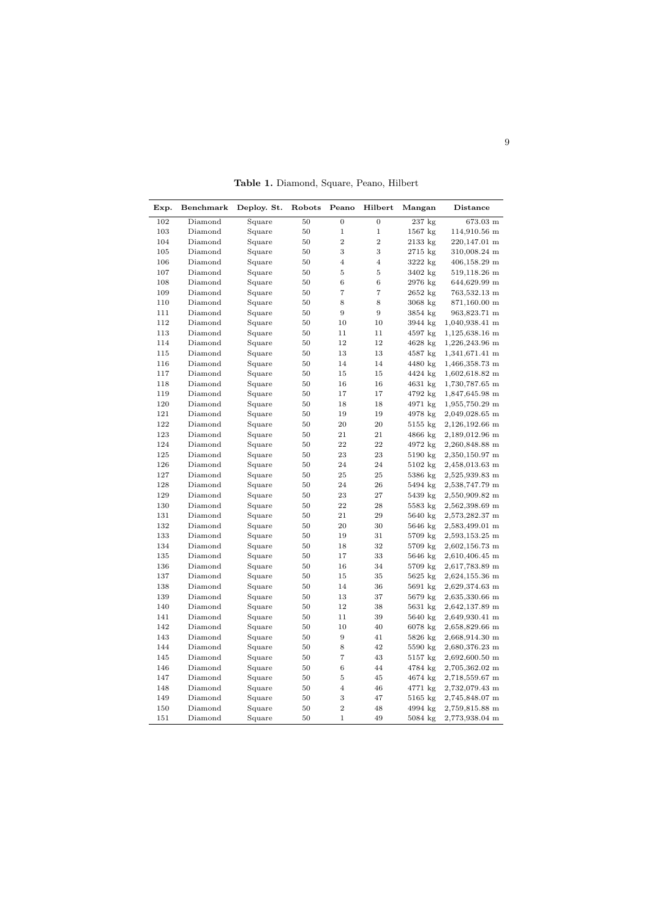**Table 1.** Diamond, Square, Peano, Hilbert

| Exp. | Benchmark | Deploy. St. | Robots | Peano | Hilbert | Mangan | Distance |
|---|---|---|---|---|---|---|---|
| 102 | Diamond | Square | 50 | 0 | 0 | 237 kg | 673.03 m |
| 103 | Diamond | Square | 50 | 1 | 1 | 1567 kg | 114,910.56 m |
| 104 | Diamond | Square | 50 | 2 | 2 | 2133 kg | 220,147.01 m |
| 105 | Diamond | Square | 50 | 3 | 3 | 2715 kg | 310,008.24 m |
| 106 | Diamond | Square | 50 | 4 | 4 | 3222 kg | 406,158.29 m |
| 107 | Diamond | Square | 50 | 5 | 5 | 3402 kg | 519,118.26 m |
| 108 | Diamond | Square | 50 | 6 | 6 | 2976 kg | 644,629.99 m |
| 109 | Diamond | Square | 50 | 7 | 7 | 2652 kg | 763,532.13 m |
| 110 | Diamond | Square | 50 | 8 | 8 | 3068 kg | 871,160.00 m |
| 111 | Diamond | Square | 50 | 9 | 9 | 3854 kg | 963,823.71 m |
| 112 | Diamond | Square | 50 | 10 | 10 | 3944 kg | 1,040,938.41 m |
| 113 | Diamond | Square | 50 | 11 | 11 | 4597 kg | 1,125,638.16 m |
| 114 | Diamond | Square | 50 | 12 | 12 | 4628 kg | 1,226,243.96 m |
| 115 | Diamond | Square | 50 | 13 | 13 | 4587 kg | 1,341,671.41 m |
| 116 | Diamond | Square | 50 | 14 | 14 | 4480 kg | 1,466,358.73 m |
| 117 | Diamond | Square | 50 | 15 | 15 | 4424 kg | 1,602,618.82 m |
| 118 | Diamond | Square | 50 | 16 | 16 | 4631 kg | 1,730,787.65 m |
| 119 | Diamond | Square | 50 | 17 | 17 | 4792 kg | 1,847,645.98 m |
| 120 | Diamond | Square | 50 | 18 | 18 | 4971 kg | 1,955,750.29 m |
| 121 | Diamond | Square | 50 | 19 | 19 | 4978 kg | 2,049,028.65 m |
| 122 | Diamond | Square | 50 | 20 | 20 | 5155 kg | 2,126,192.66 m |
| 123 | Diamond | Square | 50 | 21 | 21 | 4866 kg | 2,189,012.96 m |
| 124 | Diamond | Square | 50 | 22 | 22 | 4972 kg | 2,260,848.88 m |
| 125 | Diamond | Square | 50 | 23 | 23 | 5190 kg | 2,350,150.97 m |
| 126 | Diamond | Square | 50 | 24 | 24 | 5102 kg | 2,458,013.63 m |
| 127 | Diamond | Square | 50 | 25 | 25 | 5386 kg | 2,525,939.83 m |
| 128 | Diamond | Square | 50 | 24 | 26 | 5494 kg | 2,538,747.79 m |
| 129 | Diamond | Square | 50 | 23 | 27 | 5439 kg | 2,550,909.82 m |
| 130 | Diamond | Square | 50 | 22 | 28 | 5583 kg | 2,562,398.69 m |
| 131 | Diamond | Square | 50 | 21 | 29 | 5640 kg | 2,573,282.37 m |
| 132 | Diamond | Square | 50 | 20 | 30 | 5646 kg | 2,583,499.01 m |
| 133 | Diamond | Square | 50 | 19 | 31 | 5709 kg | 2,593,153.25 m |
| 134 | Diamond | Square | 50 | 18 | 32 | 5709 kg | 2,602,156.73 m |
| 135 | Diamond | Square | 50 | 17 | 33 | 5646 kg | 2,610,406.45 m |
| 136 | Diamond | Square | 50 | 16 | 34 | 5709 kg | 2,617,783.89 m |
| 137 | Diamond | Square | 50 | 15 | 35 | 5625 kg | 2,624,155.36 m |
| 138 | Diamond | Square | 50 | 14 | 36 | 5691 kg | 2,629,374.63 m |
| 139 | Diamond | Square | 50 | 13 | 37 | 5679 kg | 2,635,330.66 m |
| 140 | Diamond | Square | 50 | 12 | 38 | 5631 kg | 2,642,137.89 m |
| 141 | Diamond | Square | 50 | 11 | 39 | 5640 kg | 2,649,930.41 m |
| 142 | Diamond | Square | 50 | 10 | 40 | 6078 kg | 2,658,829.66 m |
| 143 | Diamond | Square | 50 | 9 | 41 | 5826 kg | 2,668,914.30 m |
| 144 | Diamond | Square | 50 | 8 | 42 | 5590 kg | 2,680,376.23 m |
| 145 | Diamond | Square | 50 | 7 | 43 | 5157 kg | 2,692,600.50 m |
| 146 | Diamond | Square | 50 | 6 | 44 | 4784 kg | 2,705,362.02 m |
| 147 | Diamond | Square | 50 | 5 | 45 | 4674 kg | 2,718,559.67 m |
| 148 | Diamond | Square | 50 | 4 | 46 | 4771 kg | 2,732,079.43 m |
| 149 | Diamond | Square | 50 | 3 | 47 | 5165 kg | 2,745,848.07 m |
| 150 | Diamond | Square | 50 | 2 | 48 | 4994 kg | 2,759,815.88 m |
| 151 | Diamond | Square | 50 | 1 | 49 | 5084 kg | 2,773,938.04 m |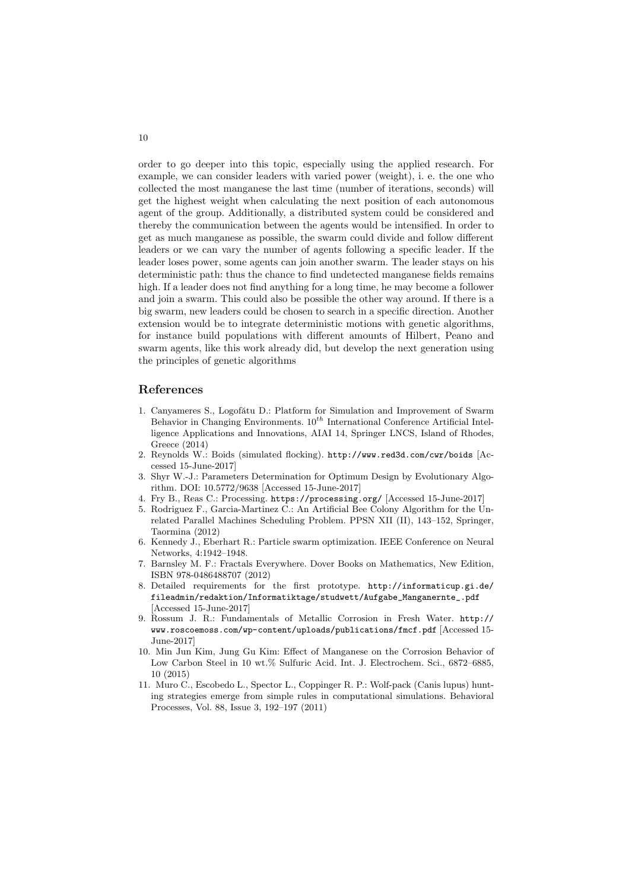order to go deeper into this topic, especially using the applied research. For example, we can consider leaders with varied power (weight), i. e. the one who collected the most manganese the last time (number of iterations, seconds) will get the highest weight when calculating the next position of each autonomous agent of the group. Additionally, a distributed system could be considered and thereby the communication between the agents would be intensified. In order to get as much manganese as possible, the swarm could divide and follow different leaders or we can vary the number of agents following a specific leader. If the leader loses power, some agents can join another swarm. The leader stays on his deterministic path: thus the chance to find undetected manganese fields remains high. If a leader does not find anything for a long time, he may become a follower and join a swarm. This could also be possible the other way around. If there is a big swarm, new leaders could be chosen to search in a specific direction. Another extension would be to integrate deterministic motions with genetic algorithms, for instance build populations with different amounts of Hilbert, Peano and swarm agents, like this work already did, but develop the next generation using the principles of genetic algorithms

## References

1. Canyameres S., Logofătu D.: Platform for Simulation and Improvement of Swarm Behavior in Changing Environments. $10^{th}$ International Conference Artificial Intelligence Applications and Innovations, AIAI 14, Springer LNCS, Island of Rhodes, Greece (2014)
2. Reynolds W.: Boids (simulated flocking). `http://www.red3d.com/cwr/boids` [Accessed 15-June-2017]
3. Shyr W.-J.: Parameters Determination for Optimum Design by Evolutionary Algorithm. DOI: 10.5772/9638 [Accessed 15-June-2017]
4. Fry B., Reas C.: Processing. `https://processing.org/` [Accessed 15-June-2017]
5. Rodriguez F., Garcia-Martinez C.: An Artificial Bee Colony Algorithm for the Unrelated Parallel Machines Scheduling Problem. PPSN XII (II), 143–152, Springer, Taormina (2012)
6. Kennedy J., Eberhart R.: Particle swarm optimization. IEEE Conference on Neural Networks, 4:1942–1948.
7. Barnsley M. F.: Fractals Everywhere. Dover Books on Mathematics, New Edition, ISBN 978-0486488707 (2012)
8. Detailed requirements for the first prototype. `http://informaticup.gi.de/fileadmin/redaktion/Informatiktage/studwett/Aufgabe_Manganernte_.pdf` [Accessed 15-June-2017]
9. Rossum J. R.: Fundamentals of Metallic Corrosion in Fresh Water. `http://www.roscoemoss.com/wp-content/uploads/publications/fmcf.pdf` [Accessed 15-June-2017]
10. Min Jun Kim, Jung Gu Kim: Effect of Manganese on the Corrosion Behavior of Low Carbon Steel in 10 wt.% Sulfuric Acid. Int. J. Electrochem. Sci., 6872–6885, 10 (2015)
11. Muro C., Escobedo L., Spector L., Coppinger R. P.: Wolf-pack (Canis lupus) hunting strategies emerge from simple rules in computational simulations. Behavioral Processes, Vol. 88, Issue 3, 192–197 (2011)